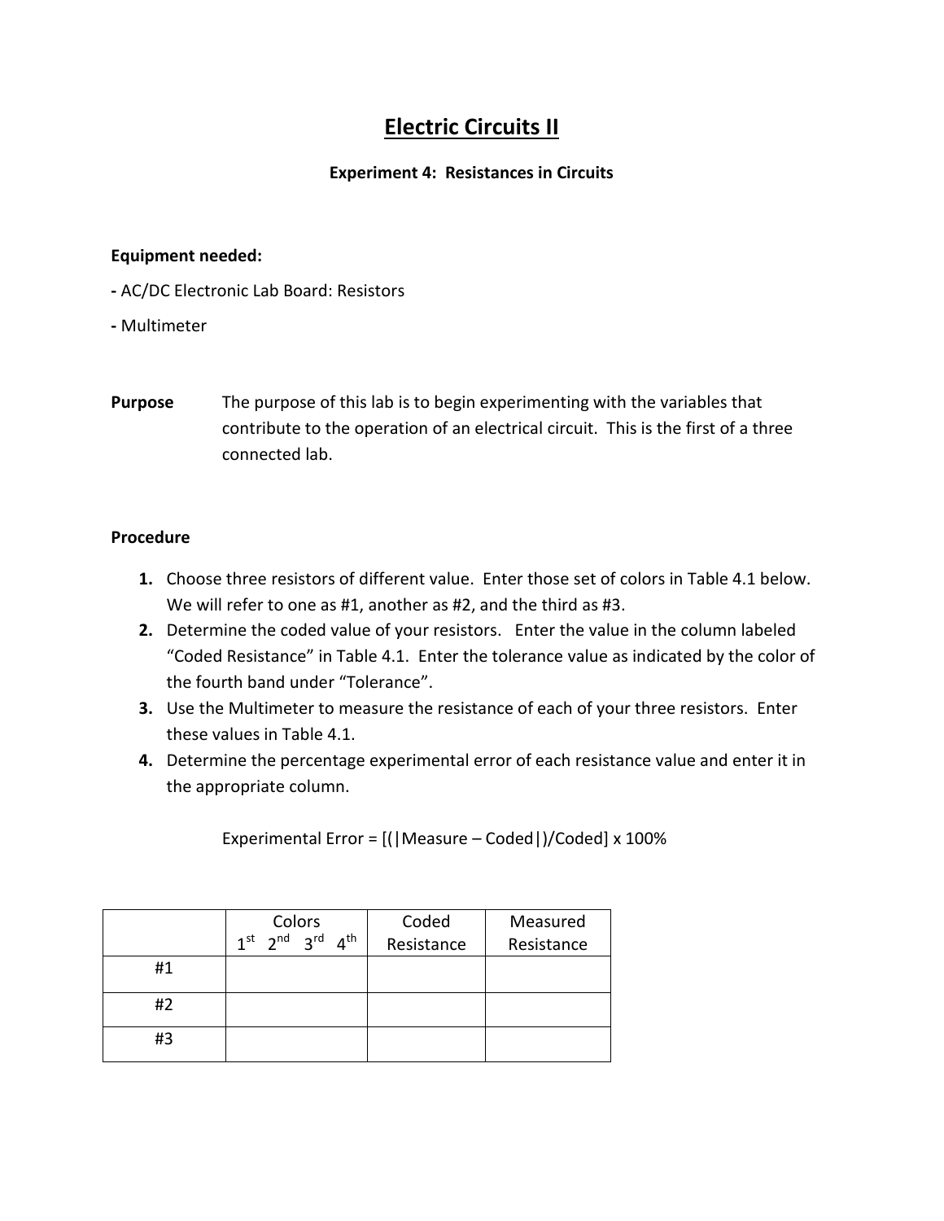# Electric Circuits II

### Experiment 4: Resistances in Circuits

**Equipment needed:**

- AC/DC Electronic Lab Board: Resistors
- Multimeter

**Purpose** The purpose of this lab is to begin experimenting with the variables that contribute to the operation of an electrical circuit. This is the first of a three connected lab.

**Procedure**

1. Choose three resistors of different value. Enter those set of colors in Table 4.1 below. We will refer to one as #1, another as #2, and the third as #3.
2. Determine the coded value of your resistors. Enter the value in the column labeled "Coded Resistance" in Table 4.1. Enter the tolerance value as indicated by the color of the fourth band under "Tolerance".
3. Use the Multimeter to measure the resistance of each of your three resistors. Enter these values in Table 4.1.
4. Determine the percentage experimental error of each resistance value and enter it in the appropriate column.

Experimental Error = [(|Measure – Coded|)/Coded] x 100%

| | Colors<br>1st 2nd 3rd 4th | Coded Resistance | Measured Resistance |
|---|---|---|---|
| #1 | | | |
| #2 | | | |
| #3 | | | |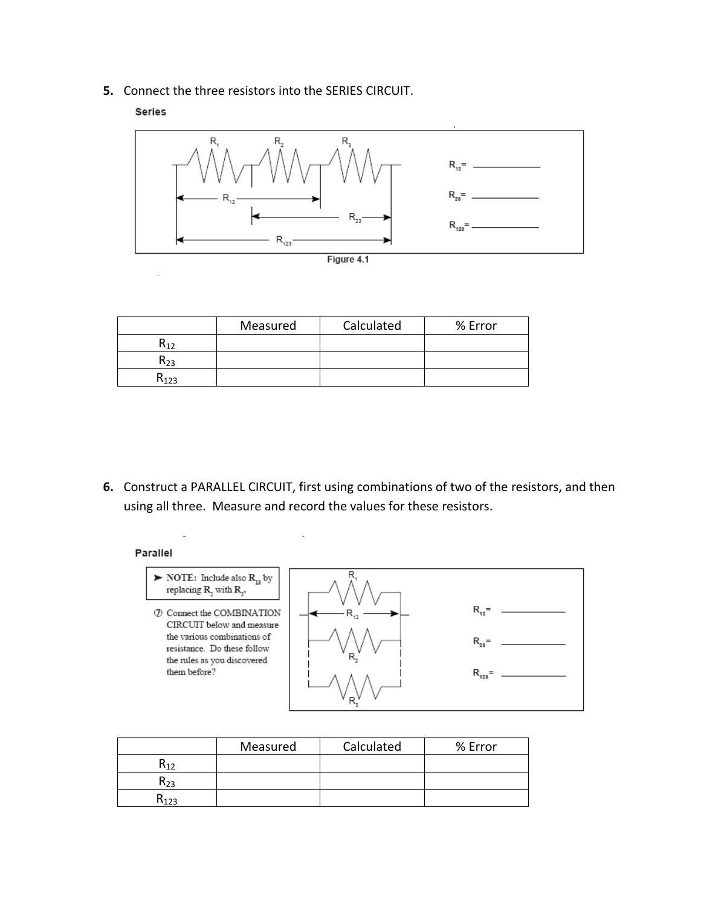5. Connect the three resistors into the SERIES CIRCUIT.

**Series**

$R_{12}$ = ____________

$R_{23}$ = ____________

$R_{123}$ = ____________

Figure 4.1

| | Measured | Calculated | % Error |
|---|---|---|---|
| $R_{12}$ | | | |
| $R_{23}$ | | | |
| $R_{123}$ | | | |

6. Construct a PARALLEL CIRCUIT, first using combinations of two of the resistors, and then using all three. Measure and record the values for these resistors.

**Parallel**

> ➤ **NOTE:** Include also $R_{13}$ by replacing $R_2$ with $R_3$.

⑦ Connect the COMBINATION CIRCUIT below and measure the various combinations of resistance. Do these follow the rules as you discovered them before?

$R_{12}$ = ____________

$R_{23}$ = ____________

$R_{123}$ = ____________

| | Measured | Calculated | % Error |
|---|---|---|---|
| $R_{12}$ | | | |
| $R_{23}$ | | | |
| $R_{123}$ | | | |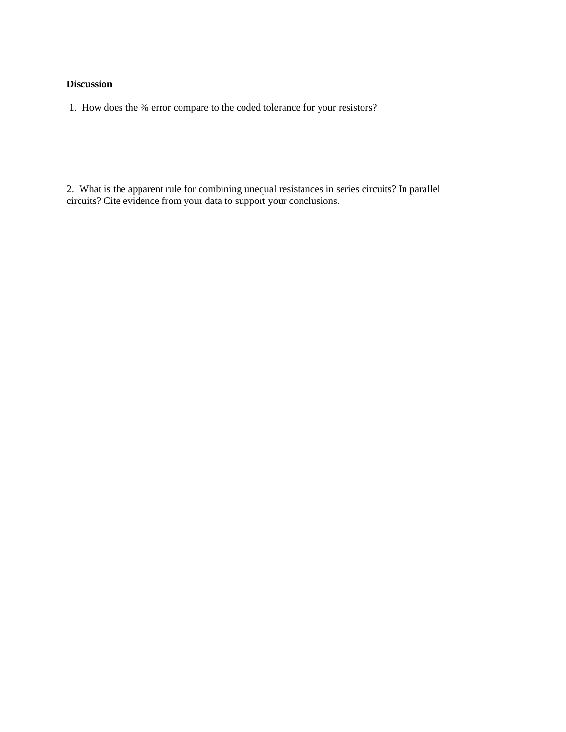**Discussion**

1. How does the % error compare to the coded tolerance for your resistors?

2. What is the apparent rule for combining unequal resistances in series circuits? In parallel circuits? Cite evidence from your data to support your conclusions.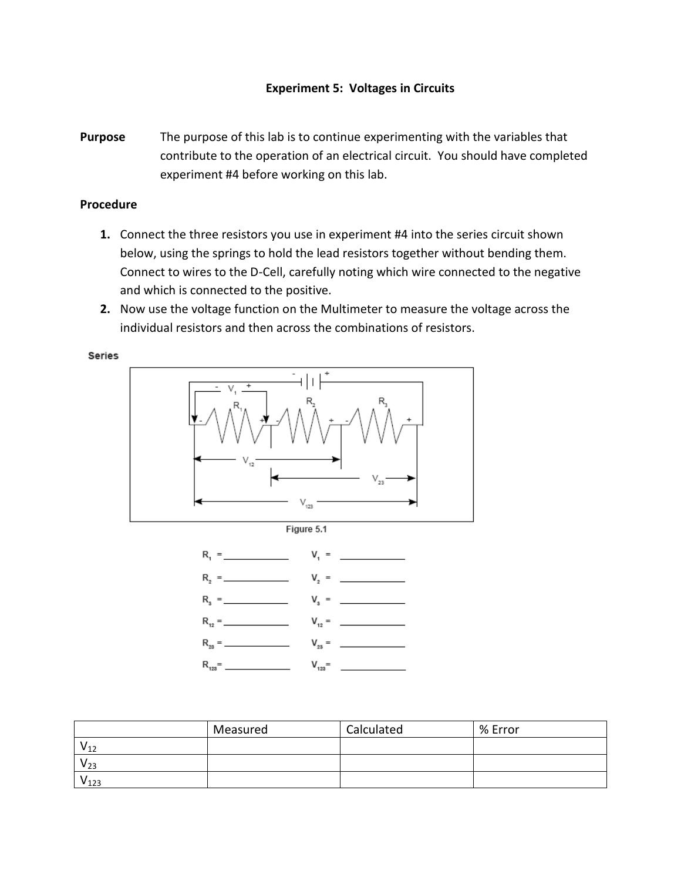**Experiment 5: Voltages in Circuits**

**Purpose** The purpose of this lab is to continue experimenting with the variables that contribute to the operation of an electrical circuit. You should have completed experiment #4 before working on this lab.

**Procedure**

1. Connect the three resistors you use in experiment #4 into the series circuit shown below, using the springs to hold the lead resistors together without bending them. Connect to wires to the D-Cell, carefully noting which wire connected to the negative and which is connected to the positive.
2. Now use the voltage function on the Multimeter to measure the voltage across the individual resistors and then across the combinations of resistors.

Series

Figure 5.1

$R_1$ = ____________ $V_1$ = ____________

$R_2$ = ____________ $V_2$ = ____________

$R_3$ = ____________ $V_3$ = ____________

$R_{12}$ = ____________ $V_{12}$ = ____________

$R_{23}$ = ____________ $V_{23}$ = ____________

$R_{123}$ = ____________ $V_{123}$ = ____________

| | Measured | Calculated | % Error |
|---|---|---|---|
| $V_{12}$ | | | |
| $V_{23}$ | | | |
| $V_{123}$ | | | |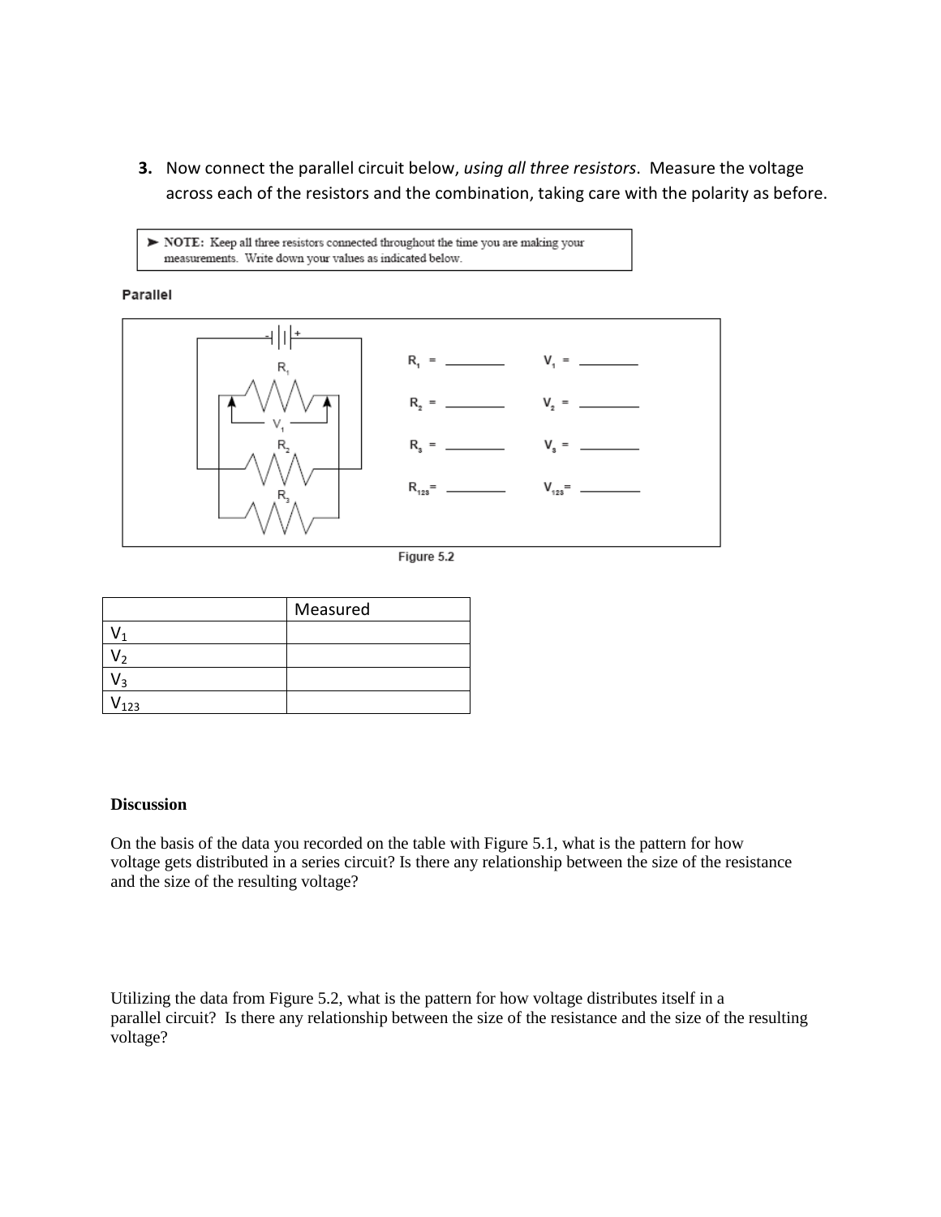3. Now connect the parallel circuit below, *using all three resistors*. Measure the voltage across each of the resistors and the combination, taking care with the polarity as before.

> ➤ **NOTE:** Keep all three resistors connected throughout the time you are making your measurements. Write down your values as indicated below.

**Parallel**

$R_1$ = ________ $V_1$ = ________

$R_2$ = ________ $V_2$ = ________

$R_3$ = ________ $V_3$ = ________

$R_{123}$ = ________ $V_{123}$ = ________

Figure 5.2

| | Measured |
|---|---|
| $V_1$ | |
| $V_2$ | |
| $V_3$ | |
| $V_{123}$ | |

**Discussion**

On the basis of the data you recorded on the table with Figure 5.1, what is the pattern for how voltage gets distributed in a series circuit? Is there any relationship between the size of the resistance and the size of the resulting voltage?

Utilizing the data from Figure 5.2, what is the pattern for how voltage distributes itself in a parallel circuit? Is there any relationship between the size of the resistance and the size of the resulting voltage?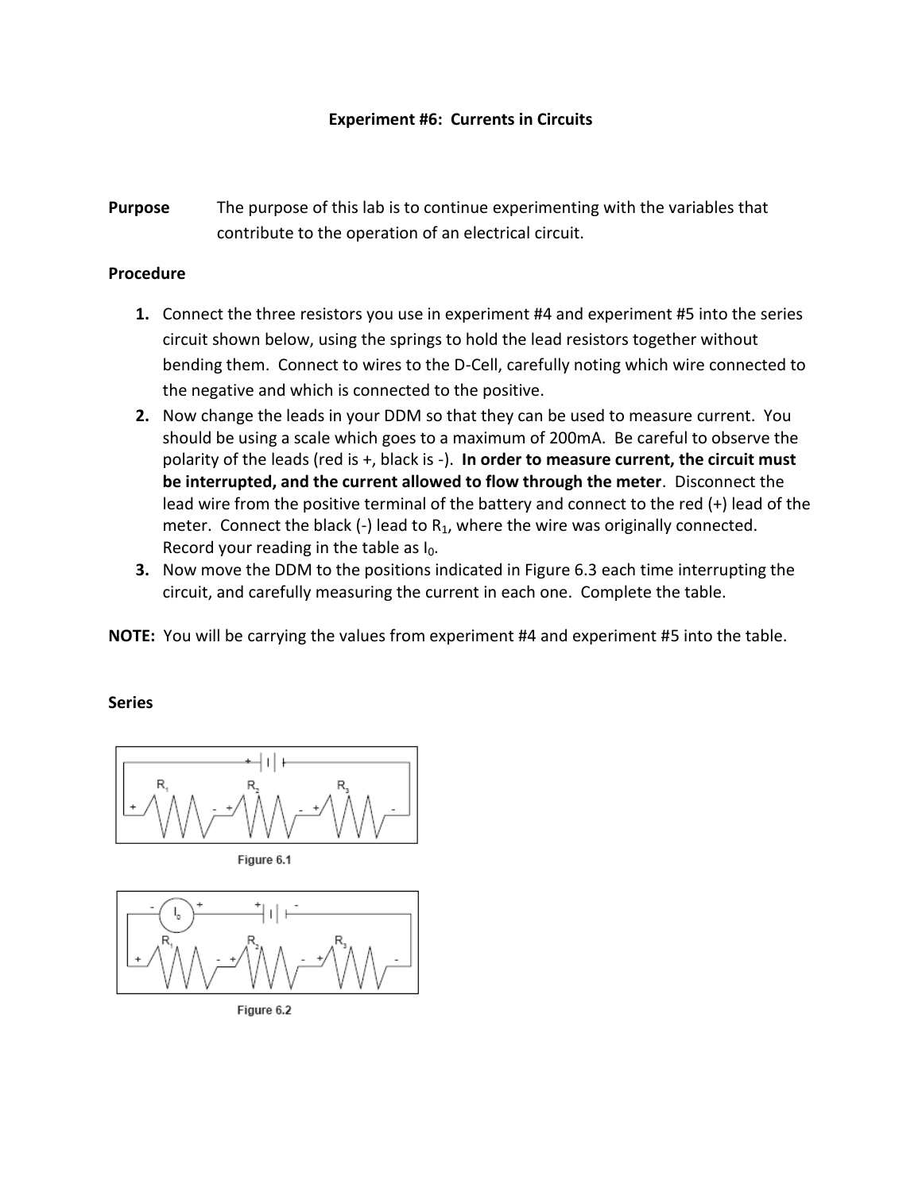**Experiment #6: Currents in Circuits**

**Purpose** The purpose of this lab is to continue experimenting with the variables that contribute to the operation of an electrical circuit.

**Procedure**

1. Connect the three resistors you use in experiment #4 and experiment #5 into the series circuit shown below, using the springs to hold the lead resistors together without bending them. Connect to wires to the D-Cell, carefully noting which wire connected to the negative and which is connected to the positive.
2. Now change the leads in your DDM so that they can be used to measure current. You should be using a scale which goes to a maximum of 200mA. Be careful to observe the polarity of the leads (red is +, black is -). **In order to measure current, the circuit must be interrupted, and the current allowed to flow through the meter**. Disconnect the lead wire from the positive terminal of the battery and connect to the red (+) lead of the meter. Connect the black (-) lead to $R_1$, where the wire was originally connected. Record your reading in the table as $I_0$.
3. Now move the DDM to the positions indicated in Figure 6.3 each time interrupting the circuit, and carefully measuring the current in each one. Complete the table.

**NOTE:** You will be carrying the values from experiment #4 and experiment #5 into the table.

**Series**

Figure 6.1

Figure 6.2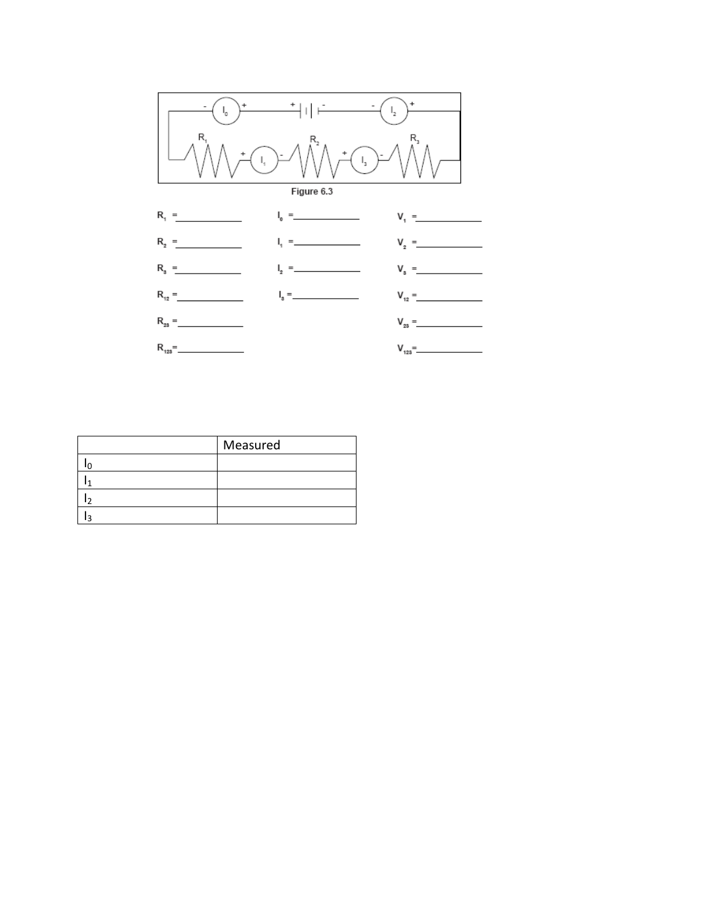Figure 6.3

$R_1$ =\_\_\_\_\_\_\_\_\_\_\_\_ $I_0$ =\_\_\_\_\_\_\_\_\_\_\_\_ $V_1$ =\_\_\_\_\_\_\_\_\_\_\_\_

$R_2$ =\_\_\_\_\_\_\_\_\_\_\_\_ $I_1$ =\_\_\_\_\_\_\_\_\_\_\_\_ $V_2$ =\_\_\_\_\_\_\_\_\_\_\_\_

$R_3$ =\_\_\_\_\_\_\_\_\_\_\_\_ $I_2$ =\_\_\_\_\_\_\_\_\_\_\_\_ $V_3$ =\_\_\_\_\_\_\_\_\_\_\_\_

$R_{12}$ =\_\_\_\_\_\_\_\_\_\_\_\_ $I_3$ =\_\_\_\_\_\_\_\_\_\_\_\_ $V_{12}$ =\_\_\_\_\_\_\_\_\_\_\_\_

$R_{23}$ =\_\_\_\_\_\_\_\_\_\_\_\_ $V_{23}$ =\_\_\_\_\_\_\_\_\_\_\_\_

$R_{123}$=\_\_\_\_\_\_\_\_\_\_\_\_ $V_{123}$=\_\_\_\_\_\_\_\_\_\_\_\_

| | Measured |
|---|---|
| $I_0$ | |
| $I_1$ | |
| $I_2$ | |
| $I_3$ | |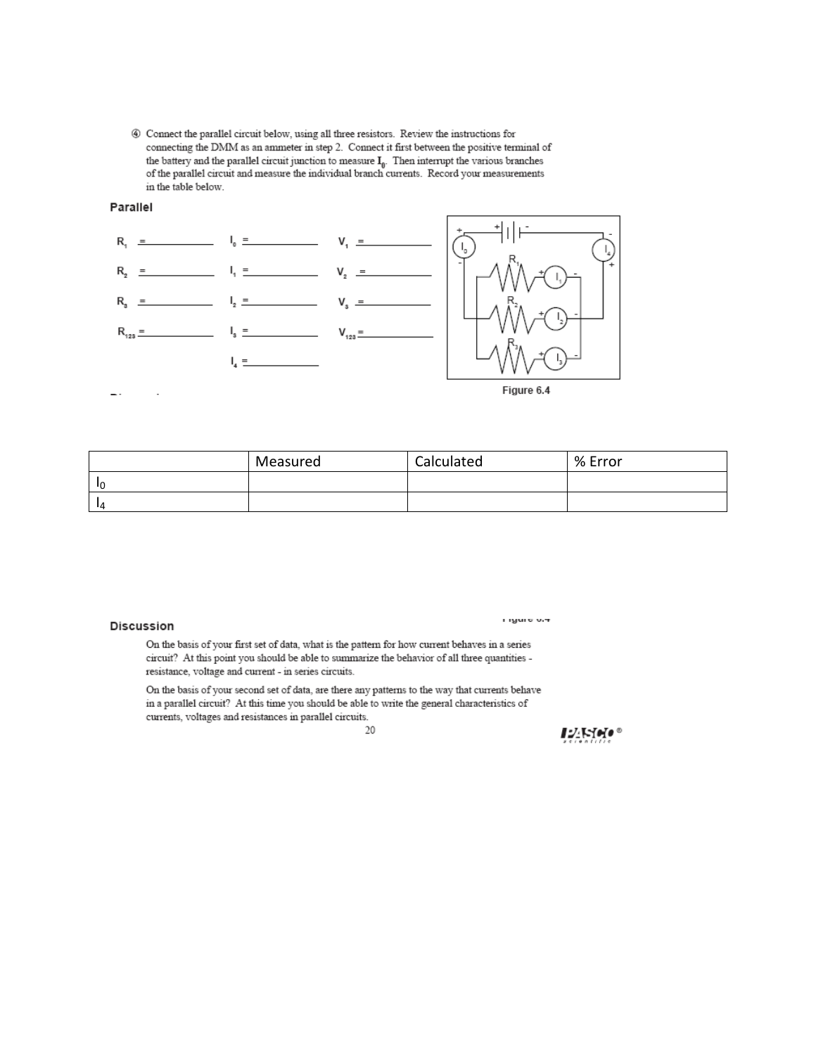④ Connect the parallel circuit below, using all three resistors. Review the instructions for connecting the DMM as an ammeter in step 2. Connect it first between the positive terminal of the battery and the parallel circuit junction to measure $I_0$. Then interrupt the various branches of the parallel circuit and measure the individual branch currents. Record your measurements in the table below.

**Parallel**

$R_1$ = ____________ $I_0$ = ____________ $V_1$ = ____________

$R_2$ = ____________ $I_1$ = ____________ $V_2$ = ____________

$R_3$ = ____________ $I_2$ = ____________ $V_3$ = ____________

$R_{123}$ = ____________ $I_3$ = ____________ $V_{123}$ = ____________

$I_4$ = ____________

$I_0$ $I_4$ $R_1$ $I_1$ $R_2$ $I_2$ $R_3$ $I_3$

Figure 6.4

| | Measured | Calculated | % Error |
|---|---|---|---|
| $I_0$ | | | |
| $I_4$ | | | |

**Discussion**

On the basis of your first set of data, what is the pattern for how current behaves in a series circuit? At this point you should be able to summarize the behavior of all three quantities - resistance, voltage and current - in series circuits.

On the basis of your second set of data, are there any patterns to the way that currents behave in a parallel circuit? At this time you should be able to write the general characteristics of currents, voltages and resistances in parallel circuits.